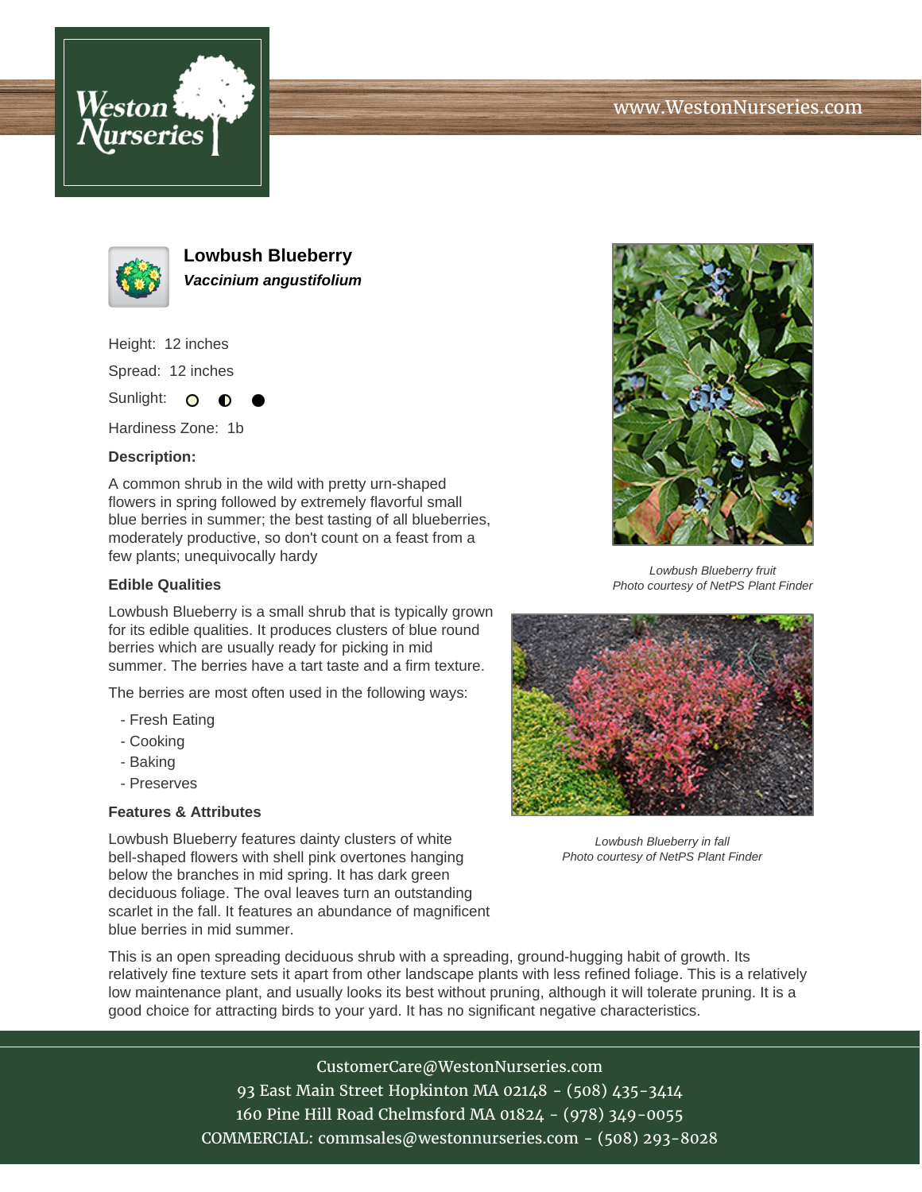# Lowbush Blueberry

***Vaccinium angustifolium***

Height: 12 inches

Spread: 12 inches

Sunlight: ○ ◐ ●

Hardiness Zone: 1b

**Description:**

A common shrub in the wild with pretty urn-shaped flowers in spring followed by extremely flavorful small blue berries in summer; the best tasting of all blueberries, moderately productive, so don't count on a feast from a few plants; unequivocally hardy

## Edible Qualities

Lowbush Blueberry is a small shrub that is typically grown for its edible qualities. It produces clusters of blue round berries which are usually ready for picking in mid summer. The berries have a tart taste and a firm texture.

The berries are most often used in the following ways:

- Fresh Eating
- Cooking
- Baking
- Preserves

## Features & Attributes

Lowbush Blueberry features dainty clusters of white bell-shaped flowers with shell pink overtones hanging below the branches in mid spring. It has dark green deciduous foliage. The oval leaves turn an outstanding scarlet in the fall. It features an abundance of magnificent blue berries in mid summer.

This is an open spreading deciduous shrub with a spreading, ground-hugging habit of growth. Its relatively fine texture sets it apart from other landscape plants with less refined foliage. This is a relatively low maintenance plant, and usually looks its best without pruning, although it will tolerate pruning. It is a good choice for attracting birds to your yard. It has no significant negative characteristics.

*Lowbush Blueberry fruit*
*Photo courtesy of NetPS Plant Finder*

*Lowbush Blueberry in fall*
*Photo courtesy of NetPS Plant Finder*

CustomerCare@WestonNurseries.com
93 East Main Street Hopkinton MA 02148 - (508) 435-3414
160 Pine Hill Road Chelmsford MA 01824 - (978) 349-0055
COMMERCIAL: commsales@westonnurseries.com - (508) 293-8028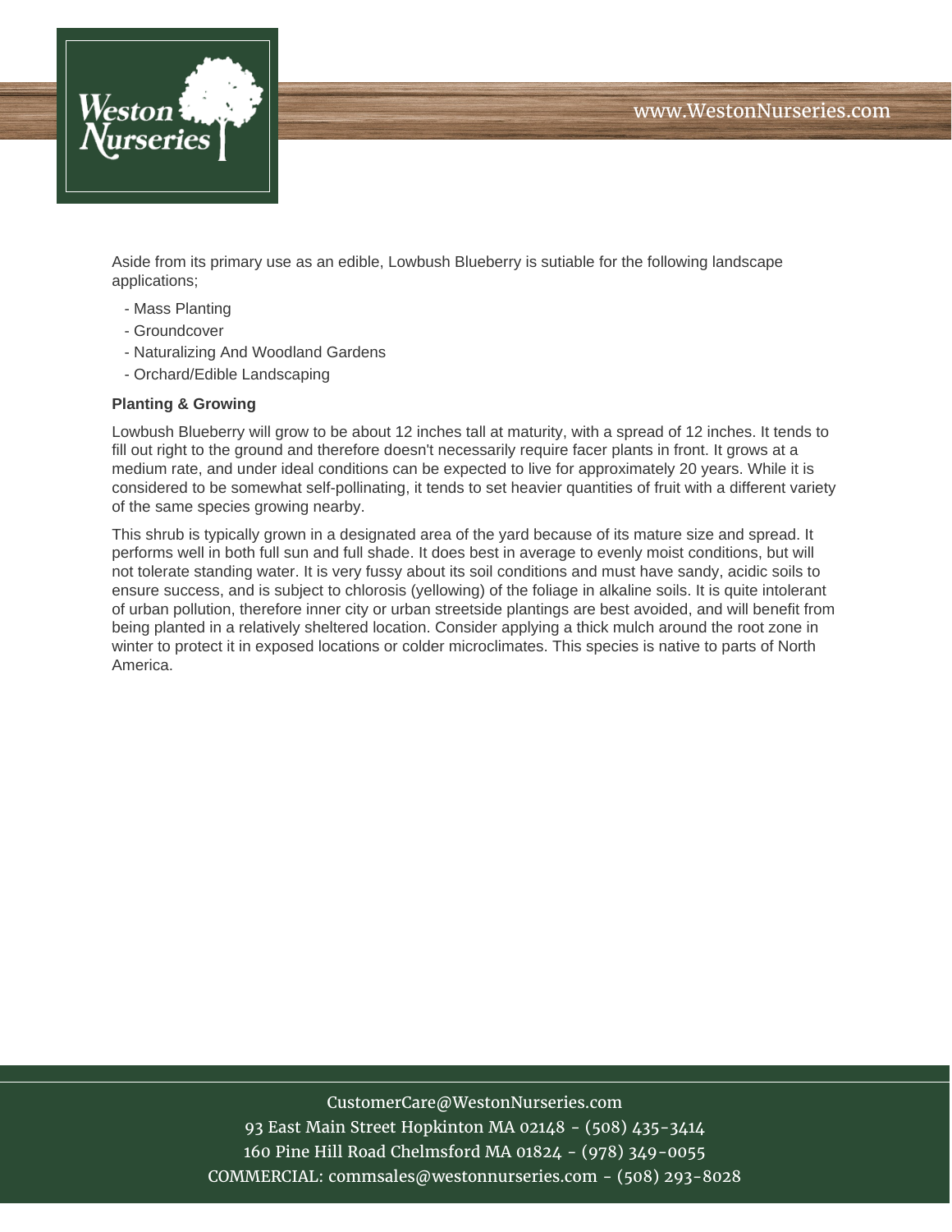Aside from its primary use as an edible, Lowbush Blueberry is sutiable for the following landscape applications;

- Mass Planting
- Groundcover
- Naturalizing And Woodland Gardens
- Orchard/Edible Landscaping

**Planting & Growing**

Lowbush Blueberry will grow to be about 12 inches tall at maturity, with a spread of 12 inches. It tends to fill out right to the ground and therefore doesn't necessarily require facer plants in front. It grows at a medium rate, and under ideal conditions can be expected to live for approximately 20 years. While it is considered to be somewhat self-pollinating, it tends to set heavier quantities of fruit with a different variety of the same species growing nearby.

This shrub is typically grown in a designated area of the yard because of its mature size and spread. It performs well in both full sun and full shade. It does best in average to evenly moist conditions, but will not tolerate standing water. It is very fussy about its soil conditions and must have sandy, acidic soils to ensure success, and is subject to chlorosis (yellowing) of the foliage in alkaline soils. It is quite intolerant of urban pollution, therefore inner city or urban streetside plantings are best avoided, and will benefit from being planted in a relatively sheltered location. Consider applying a thick mulch around the root zone in winter to protect it in exposed locations or colder microclimates. This species is native to parts of North America.